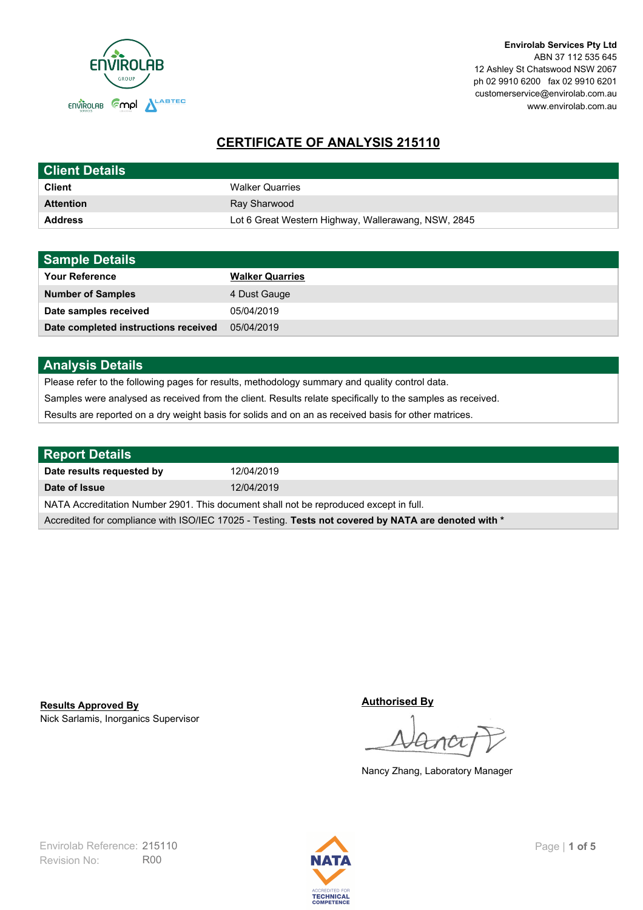**Envirolab Services Pty Ltd**
ABN 37 112 535 645
12 Ashley St Chatswood NSW 2067
ph 02 9910 6200 fax 02 9910 6201
customerservice@envirolab.com.au
www.envirolab.com.au

# CERTIFICATE OF ANALYSIS 215110

| Client Details | |
|---|---|
| **Client** | Walker Quarries |
| **Attention** | Ray Sharwood |
| **Address** | Lot 6 Great Western Highway, Wallerawang, NSW, 2845 |

| Sample Details | |
|---|---|
| **Your Reference** | **Walker Quarries** |
| **Number of Samples** | 4 Dust Gauge |
| **Date samples received** | 05/04/2019 |
| **Date completed instructions received** | 05/04/2019 |

## Analysis Details

Please refer to the following pages for results, methodology summary and quality control data.

Samples were analysed as received from the client. Results relate specifically to the samples as received.

Results are reported on a dry weight basis for solids and on an as received basis for other matrices.

| Report Details | |
|---|---|
| **Date results requested by** | 12/04/2019 |
| **Date of Issue** | 12/04/2019 |

NATA Accreditation Number 2901. This document shall not be reproduced except in full.

Accredited for compliance with ISO/IEC 17025 - Testing. **Tests not covered by NATA are denoted with ***

**Results Approved By**
Nick Sarlamis, Inorganics Supervisor

**Authorised By**
Nancy Zhang, Laboratory Manager

Envirolab Reference: 215110
Revision No: R00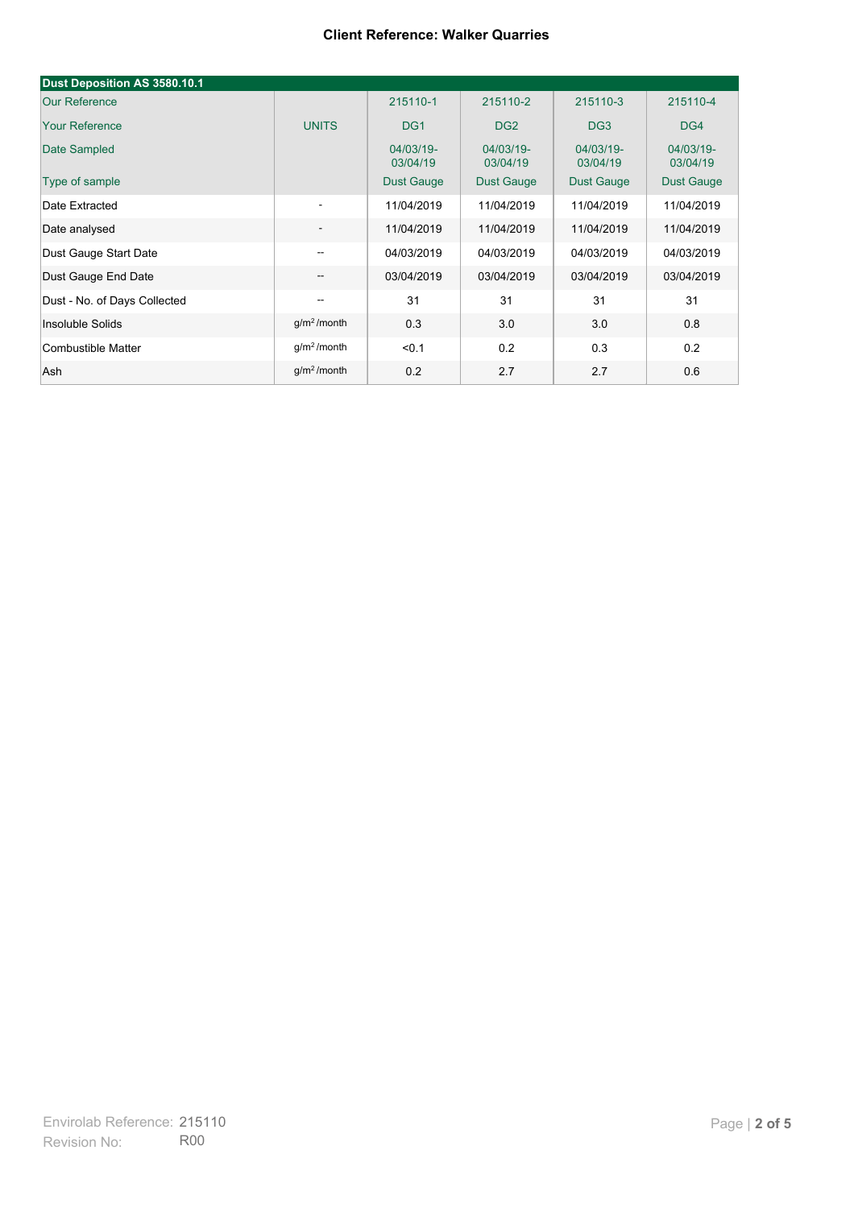**Client Reference: Walker Quarries**

| Dust Deposition AS 3580.10.1 | | | | | |
|---|---|---|---|---|---|
| Our Reference | | 215110-1 | 215110-2 | 215110-3 | 215110-4 |
| Your Reference | UNITS | DG1 | DG2 | DG3 | DG4 |
| Date Sampled | | 04/03/19-03/04/19 | 04/03/19-03/04/19 | 04/03/19-03/04/19 | 04/03/19-03/04/19 |
| Type of sample | | Dust Gauge | Dust Gauge | Dust Gauge | Dust Gauge |
| Date Extracted | - | 11/04/2019 | 11/04/2019 | 11/04/2019 | 11/04/2019 |
| Date analysed | - | 11/04/2019 | 11/04/2019 | 11/04/2019 | 11/04/2019 |
| Dust Gauge Start Date | -- | 04/03/2019 | 04/03/2019 | 04/03/2019 | 04/03/2019 |
| Dust Gauge End Date | -- | 03/04/2019 | 03/04/2019 | 03/04/2019 | 03/04/2019 |
| Dust - No. of Days Collected | -- | 31 | 31 | 31 | 31 |
| Insoluble Solids | $g/m^2$/month | 0.3 | 3.0 | 3.0 | 0.8 |
| Combustible Matter | $g/m^2$/month | <0.1 | 0.2 | 0.3 | 0.2 |
| Ash | $g/m^2$/month | 0.2 | 2.7 | 2.7 | 0.6 |

Envirolab Reference: 215110
Revision No: R00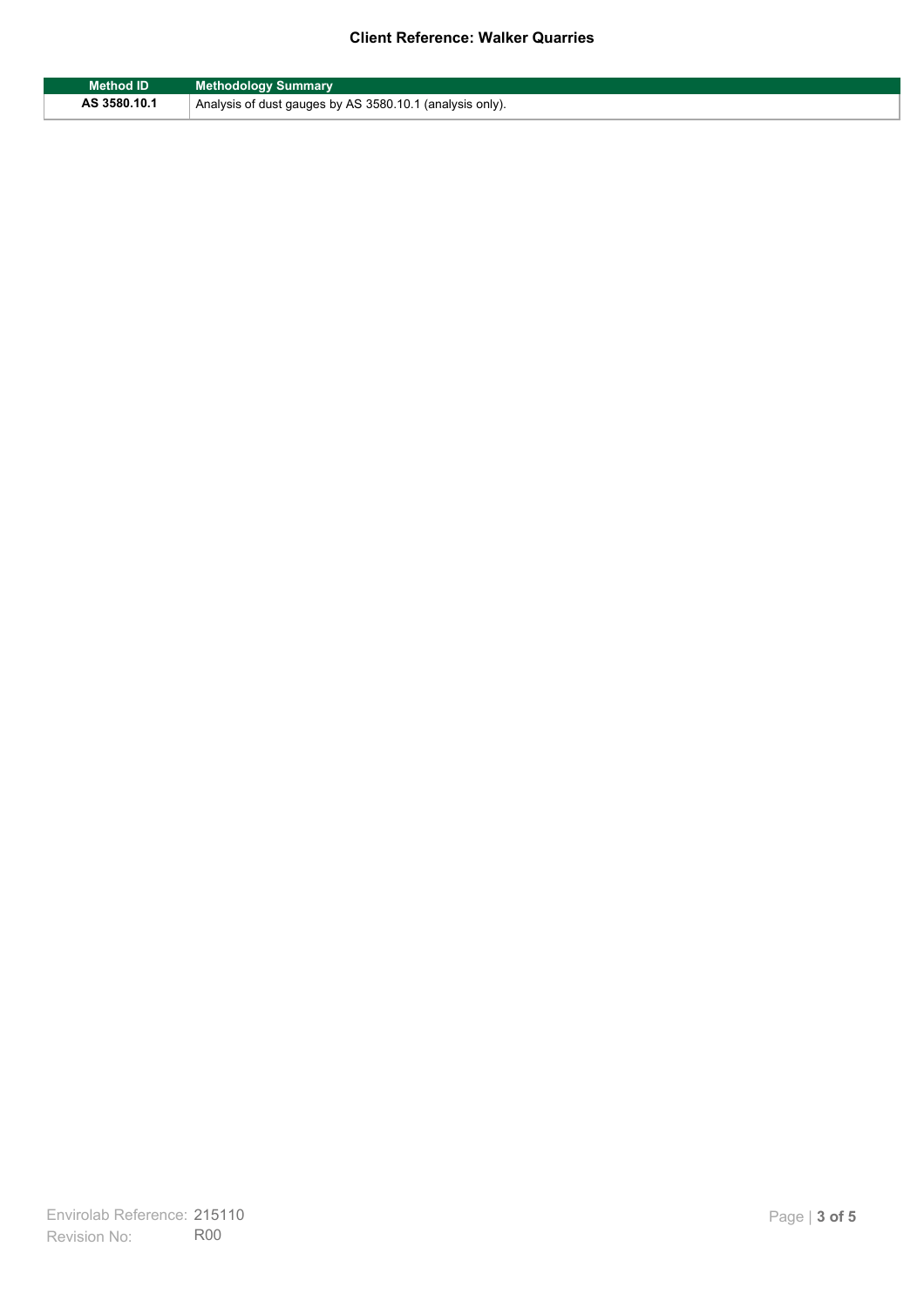**Client Reference: Walker Quarries**

| Method ID | Methodology Summary |
| --- | --- |
| AS 3580.10.1 | Analysis of dust gauges by AS 3580.10.1 (analysis only). |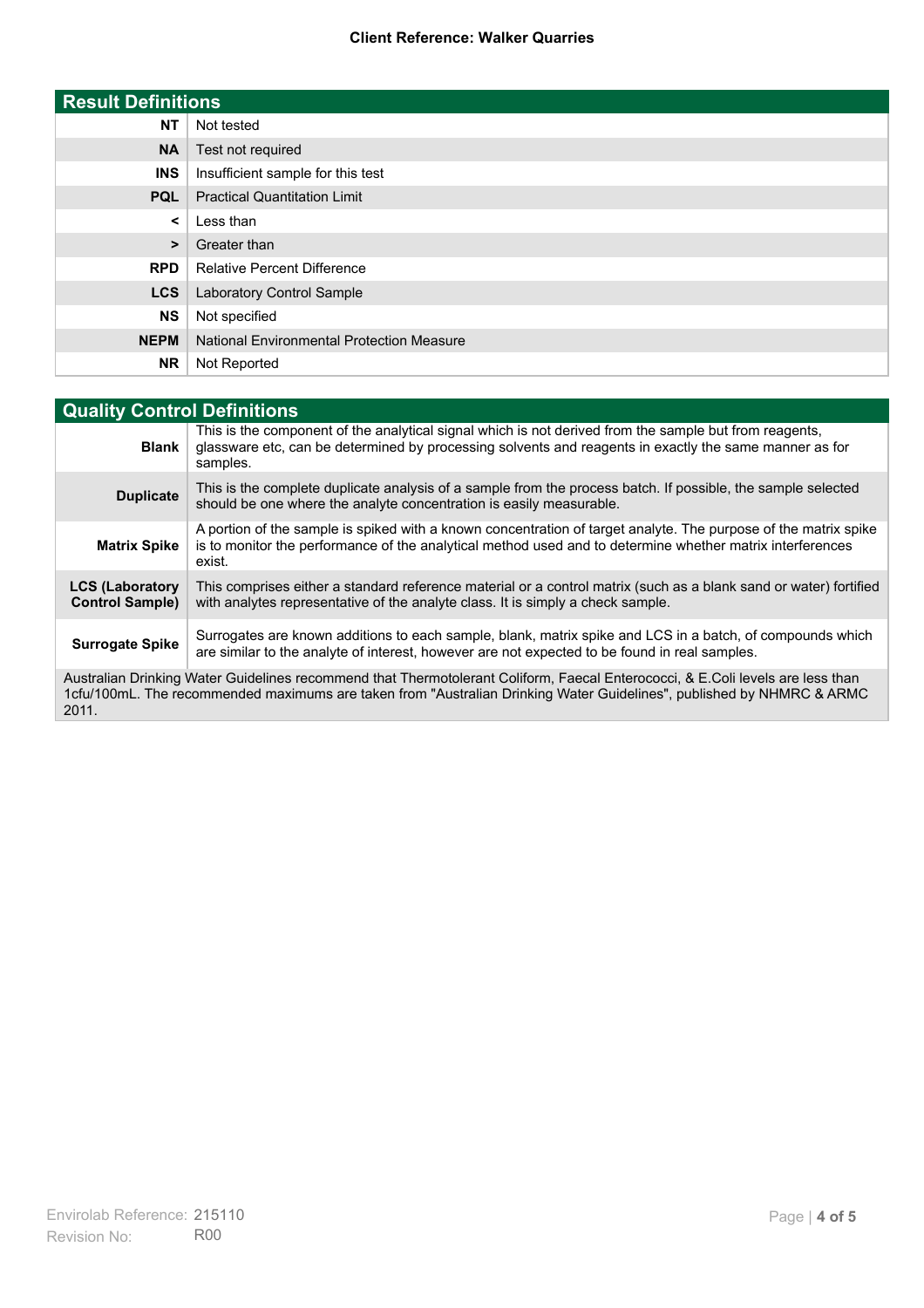## Result Definitions

| | |
|---|---|
| **NT** | Not tested |
| **NA** | Test not required |
| **INS** | Insufficient sample for this test |
| **PQL** | Practical Quantitation Limit |
| **<** | Less than |
| **>** | Greater than |
| **RPD** | Relative Percent Difference |
| **LCS** | Laboratory Control Sample |
| **NS** | Not specified |
| **NEPM** | National Environmental Protection Measure |
| **NR** | Not Reported |

## Quality Control Definitions

| | |
|---|---|
| **Blank** | This is the component of the analytical signal which is not derived from the sample but from reagents, glassware etc, can be determined by processing solvents and reagents in exactly the same manner as for samples. |
| **Duplicate** | This is the complete duplicate analysis of a sample from the process batch. If possible, the sample selected should be one where the analyte concentration is easily measurable. |
| **Matrix Spike** | A portion of the sample is spiked with a known concentration of target analyte. The purpose of the matrix spike is to monitor the performance of the analytical method used and to determine whether matrix interferences exist. |
| **LCS (Laboratory Control Sample)** | This comprises either a standard reference material or a control matrix (such as a blank sand or water) fortified with analytes representative of the analyte class. It is simply a check sample. |
| **Surrogate Spike** | Surrogates are known additions to each sample, blank, matrix spike and LCS in a batch, of compounds which are similar to the analyte of interest, however are not expected to be found in real samples. |

Australian Drinking Water Guidelines recommend that Thermotolerant Coliform, Faecal Enterococci, & E.Coli levels are less than 1cfu/100mL. The recommended maximums are taken from "Australian Drinking Water Guidelines", published by NHMRC & ARMC 2011.

Envirolab Reference: 215110
Revision No: R00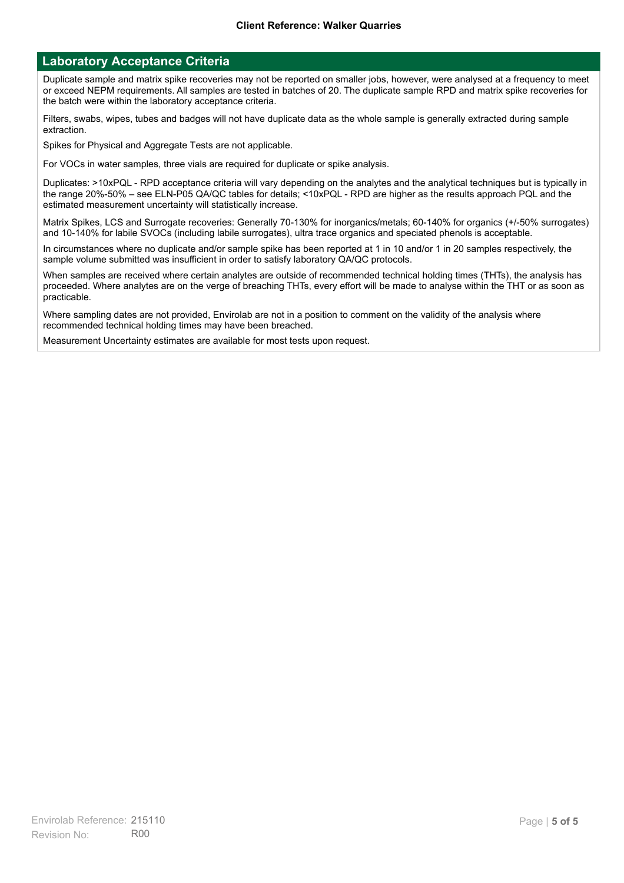## Laboratory Acceptance Criteria

Duplicate sample and matrix spike recoveries may not be reported on smaller jobs, however, were analysed at a frequency to meet or exceed NEPM requirements. All samples are tested in batches of 20. The duplicate sample RPD and matrix spike recoveries for the batch were within the laboratory acceptance criteria.

Filters, swabs, wipes, tubes and badges will not have duplicate data as the whole sample is generally extracted during sample extraction.

Spikes for Physical and Aggregate Tests are not applicable.

For VOCs in water samples, three vials are required for duplicate or spike analysis.

Duplicates: >10xPQL - RPD acceptance criteria will vary depending on the analytes and the analytical techniques but is typically in the range 20%-50% – see ELN-P05 QA/QC tables for details; <10xPQL - RPD are higher as the results approach PQL and the estimated measurement uncertainty will statistically increase.

Matrix Spikes, LCS and Surrogate recoveries: Generally 70-130% for inorganics/metals; 60-140% for organics (+/-50% surrogates) and 10-140% for labile SVOCs (including labile surrogates), ultra trace organics and speciated phenols is acceptable.

In circumstances where no duplicate and/or sample spike has been reported at 1 in 10 and/or 1 in 20 samples respectively, the sample volume submitted was insufficient in order to satisfy laboratory QA/QC protocols.

When samples are received where certain analytes are outside of recommended technical holding times (THTs), the analysis has proceeded. Where analytes are on the verge of breaching THTs, every effort will be made to analyse within the THT or as soon as practicable.

Where sampling dates are not provided, Envirolab are not in a position to comment on the validity of the analysis where recommended technical holding times may have been breached.

Measurement Uncertainty estimates are available for most tests upon request.